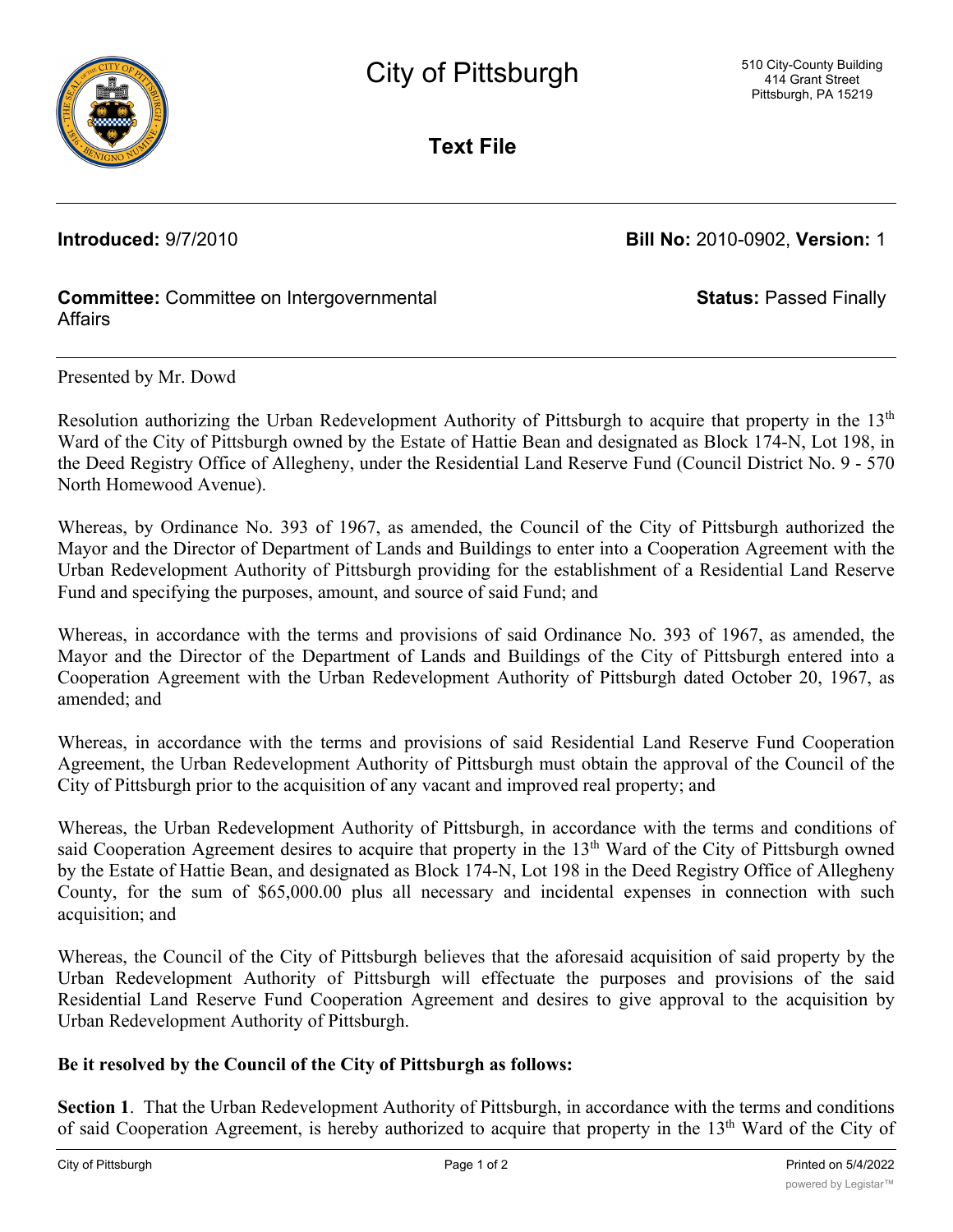# City of Pittsburgh

510 City-County Building
414 Grant Street
Pittsburgh, PA 15219

## Text File

**Introduced:** 9/7/2010 **Bill No:** 2010-0902, **Version:** 1

**Committee:** Committee on Intergovernmental Affairs **Status:** Passed Finally

---

Presented by Mr. Dowd

Resolution authorizing the Urban Redevelopment Authority of Pittsburgh to acquire that property in the 13th Ward of the City of Pittsburgh owned by the Estate of Hattie Bean and designated as Block 174-N, Lot 198, in the Deed Registry Office of Allegheny, under the Residential Land Reserve Fund (Council District No. 9 - 570 North Homewood Avenue).

Whereas, by Ordinance No. 393 of 1967, as amended, the Council of the City of Pittsburgh authorized the Mayor and the Director of Department of Lands and Buildings to enter into a Cooperation Agreement with the Urban Redevelopment Authority of Pittsburgh providing for the establishment of a Residential Land Reserve Fund and specifying the purposes, amount, and source of said Fund; and

Whereas, in accordance with the terms and provisions of said Ordinance No. 393 of 1967, as amended, the Mayor and the Director of the Department of Lands and Buildings of the City of Pittsburgh entered into a Cooperation Agreement with the Urban Redevelopment Authority of Pittsburgh dated October 20, 1967, as amended; and

Whereas, in accordance with the terms and provisions of said Residential Land Reserve Fund Cooperation Agreement, the Urban Redevelopment Authority of Pittsburgh must obtain the approval of the Council of the City of Pittsburgh prior to the acquisition of any vacant and improved real property; and

Whereas, the Urban Redevelopment Authority of Pittsburgh, in accordance with the terms and conditions of said Cooperation Agreement desires to acquire that property in the 13th Ward of the City of Pittsburgh owned by the Estate of Hattie Bean, and designated as Block 174-N, Lot 198 in the Deed Registry Office of Allegheny County, for the sum of $65,000.00 plus all necessary and incidental expenses in connection with such acquisition; and

Whereas, the Council of the City of Pittsburgh believes that the aforesaid acquisition of said property by the Urban Redevelopment Authority of Pittsburgh will effectuate the purposes and provisions of the said Residential Land Reserve Fund Cooperation Agreement and desires to give approval to the acquisition by Urban Redevelopment Authority of Pittsburgh.

**Be it resolved by the Council of the City of Pittsburgh as follows:**

**Section 1**. That the Urban Redevelopment Authority of Pittsburgh, in accordance with the terms and conditions of said Cooperation Agreement, is hereby authorized to acquire that property in the 13th Ward of the City of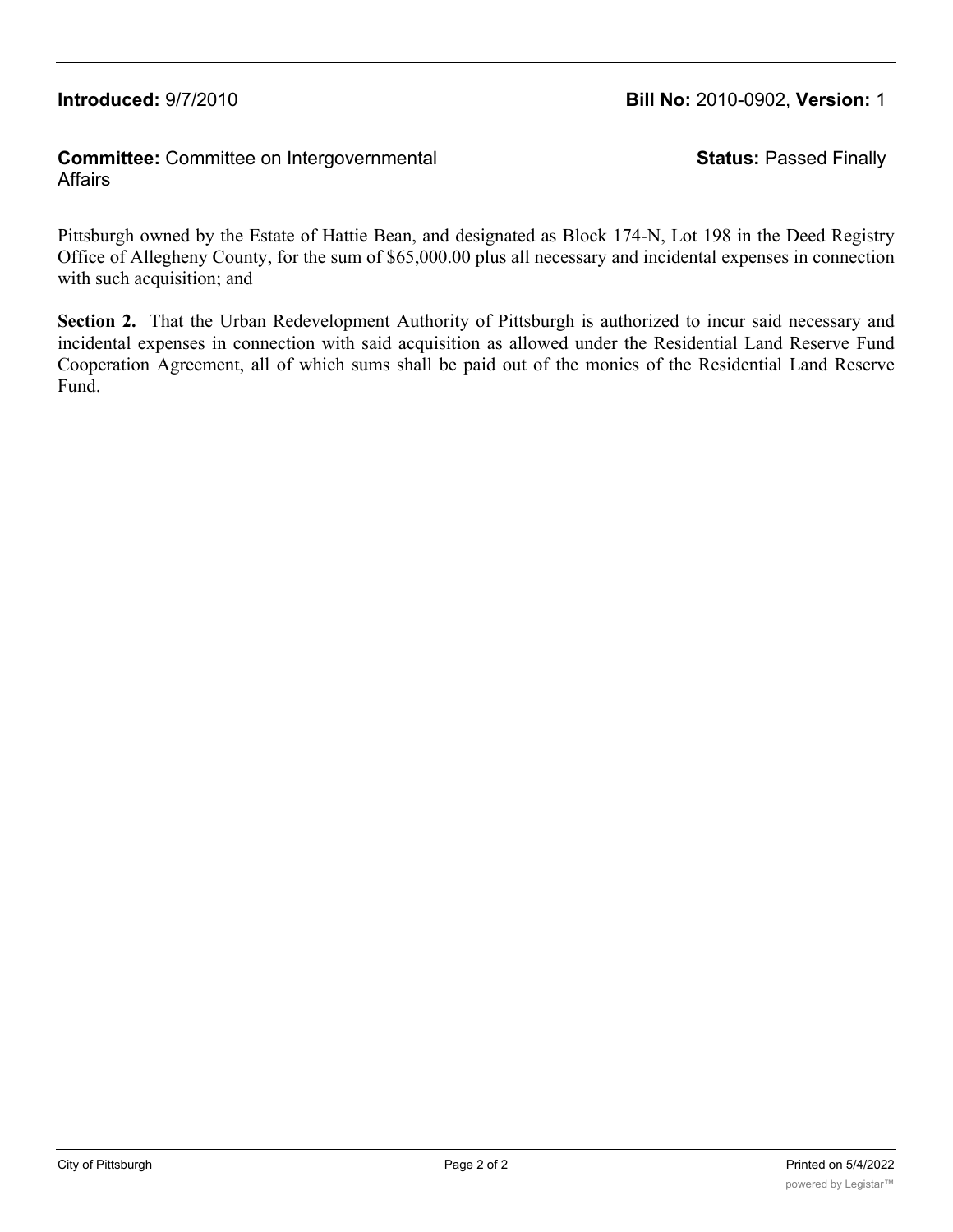**Introduced:** 9/7/2010 **Bill No:** 2010-0902, **Version:** 1

**Committee:** Committee on Intergovernmental Affairs **Status:** Passed Finally

Pittsburgh owned by the Estate of Hattie Bean, and designated as Block 174-N, Lot 198 in the Deed Registry Office of Allegheny County, for the sum of $65,000.00 plus all necessary and incidental expenses in connection with such acquisition; and

**Section 2.** That the Urban Redevelopment Authority of Pittsburgh is authorized to incur said necessary and incidental expenses in connection with said acquisition as allowed under the Residential Land Reserve Fund Cooperation Agreement, all of which sums shall be paid out of the monies of the Residential Land Reserve Fund.